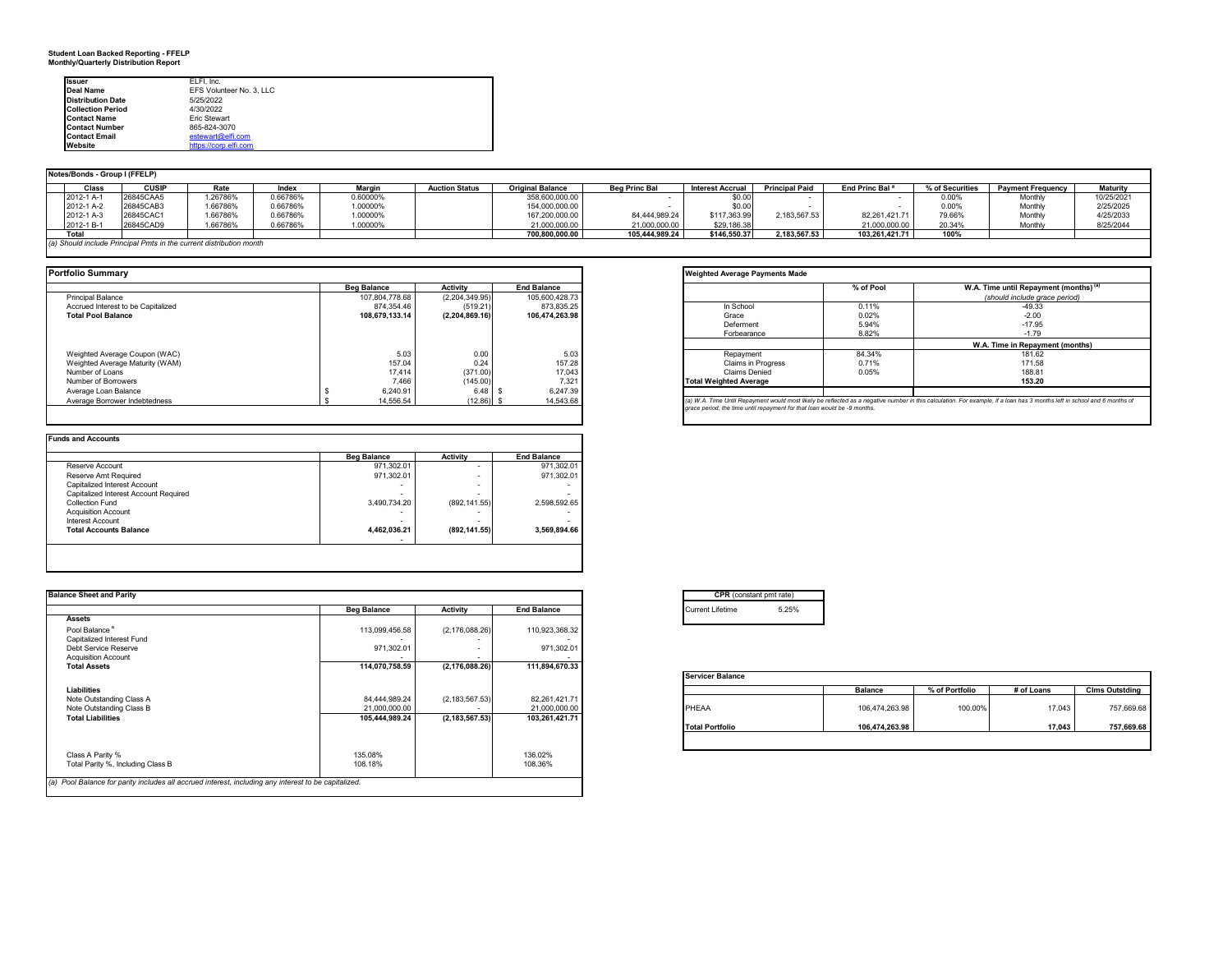**Student Loan Backed Reporting - FFELP**
**Monthly/Quarterly Distribution Report**

| | |
|---|---|
| **Issuer** | ELFI, Inc. |
| **Deal Name** | EFS Volunteer No. 3, LLC |
| **Distribution Date** | 5/25/2022 |
| **Collection Period** | 4/30/2022 |
| **Contact Name** | Eric Stewart |
| **Contact Number** | 865-824-3070 |
| **Contact Email** | estewart@elfi.com |
| **Website** | https://corp.elfi.com |

**Notes/Bonds - Group I (FFELP)**

| Class | CUSIP | Rate | Index | Margin | Auction Status | Original Balance | Beg Princ Bal | Interest Accrual | Principal Paid | End Princ Bal [a] | % of Securities | Payment Frequency | Maturity |
|---|---|---|---|---|---|---|---|---|---|---|---|---|---|
| 2012-1 A-1 | 26845CAA5 | 1.26786% | 0.66786% | 0.60000% | | 358,600,000.00 | - | $0.00 | - | - | 0.00% | Monthly | 10/25/2021 |
| 2012-1 A-2 | 26845CAB3 | 1.66786% | 0.66786% | 1.00000% | | 154,000,000.00 | - | $0.00 | - | - | 0.00% | Monthly | 2/25/2025 |
| 2012-1 A-3 | 26845CAC1 | 1.66786% | 0.66786% | 1.00000% | | 167,200,000.00 | 84,444,989.24 | $117,363.99 | 2,183,567.53 | 82,261,421.71 | 79.66% | Monthly | 4/25/2033 |
| 2012-1 B-1 | 26845CAD9 | 1.66786% | 0.66786% | 1.00000% | | 21,000,000.00 | 21,000,000.00 | $29,186.38 | | 21,000,000.00 | 20.34% | Monthly | 8/25/2044 |
| **Total** | | | | | | **700,800,000.00** | **105,444,989.24** | **$146,550.37** | **2,183,567.53** | **103,261,421.71** | **100%** | | |

*(a) Should include Principal Pmts in the current distribution month*

**Portfolio Summary**

| | Beg Balance | Activity | End Balance |
|---|---|---|---|
| Principal Balance | 107,804,778.68 | (2,204,349.95) | 105,600,428.73 |
| Accrued Interest to be Capitalized | 874,354.46 | (519.21) | 873,835.25 |
| **Total Pool Balance** | **108,679,133.14** | **(2,204,869.16)** | **106,474,263.98** |
| Weighted Average Coupon (WAC) | 5.03 | 0.00 | 5.03 |
| Weighted Average Maturity (WAM) | 157.04 | 0.24 | 157.28 |
| Number of Loans | 17,414 | (371.00) | 17,043 |
| Number of Borrowers | 7,466 | (145.00) | 7,321 |
| Average Loan Balance | $ 6,240.91 | 6.48 | $ 6,247.39 |
| Average Borrower Indebtedness | $ 14,556.54 | (12.86) | $ 14,543.68 |

**Weighted Average Payments Made**

| | % of Pool | W.A. Time until Repayment (months) [a] *(should include grace period)* |
|---|---|---|
| In School | 0.11% | -49.33 |
| Grace | 0.02% | -2.00 |
| Deferment | 5.94% | -17.95 |
| Forbearance | 8.82% | -1.79 |
| | | **W.A. Time in Repayment (months)** |
| Repayment | 84.34% | 181.62 |
| Claims in Progress | 0.71% | 171.58 |
| Claims Denied | 0.05% | 188.81 |
| **Total Weighted Average** | | **153.20** |

*(a) W.A. Time Until Repayment would most likely be reflected as a negative number in this calculation. For example, if a loan has 3 months left in school and 6 months of grace period, the time until repayment for that loan would be -9 months.*

**Funds and Accounts**

| | Beg Balance | Activity | End Balance |
|---|---|---|---|
| Reserve Account | 971,302.01 | - | 971,302.01 |
| Reserve Amt Required | 971,302.01 | - | 971,302.01 |
| Capitalized Interest Account | - | - | - |
| Capitalized Interest Account Required | - | - | - |
| Collection Fund | 3,490,734.20 | (892,141.55) | 2,598,592.65 |
| Acquisition Account | - | - | - |
| Interest Account | - | - | - |
| **Total Accounts Balance** | **4,462,036.21** | **(892,141.55)** | **3,569,894.66** |
| | | | - |

**Balance Sheet and Parity**

| | Beg Balance | Activity | End Balance |
|---|---|---|---|
| **Assets** | | | |
| Pool Balance [a] | 113,099,456.58 | (2,176,088.26) | 110,923,368.32 |
| Capitalized Interest Fund | - | | - |
| Debt Service Reserve | 971,302.01 | - | 971,302.01 |
| Acquisition Account | - | | - |
| **Total Assets** | **114,070,758.59** | **(2,176,088.26)** | **111,894,670.33** |
| **Liabilities** | | | |
| Note Outstanding Class A | 84,444,989.24 | (2,183,567.53) | 82,261,421.71 |
| Note Outstanding Class B | 21,000,000.00 | - | 21,000,000.00 |
| **Total Liabilities** | **105,444,989.24** | **(2,183,567.53)** | **103,261,421.71** |
| Class A Parity % | 135.08% | | 136.02% |
| Total Parity %, Including Class B | 108.18% | | 108.36% |

*(a) Pool Balance for parity includes all accrued interest, including any interest to be capitalized.*

| **CPR** (constant pmt rate) | |
|---|---|
| Current Lifetime | 5.25% |

**Servicer Balance**

| | Balance | % of Portfolio | # of Loans | Clms Outstding |
|---|---|---|---|---|
| PHEAA | 106,474,263.98 | 100.00% | 17,043 | 757,669.68 |
| **Total Portfolio** | **106,474,263.98** | | **17,043** | **757,669.68** |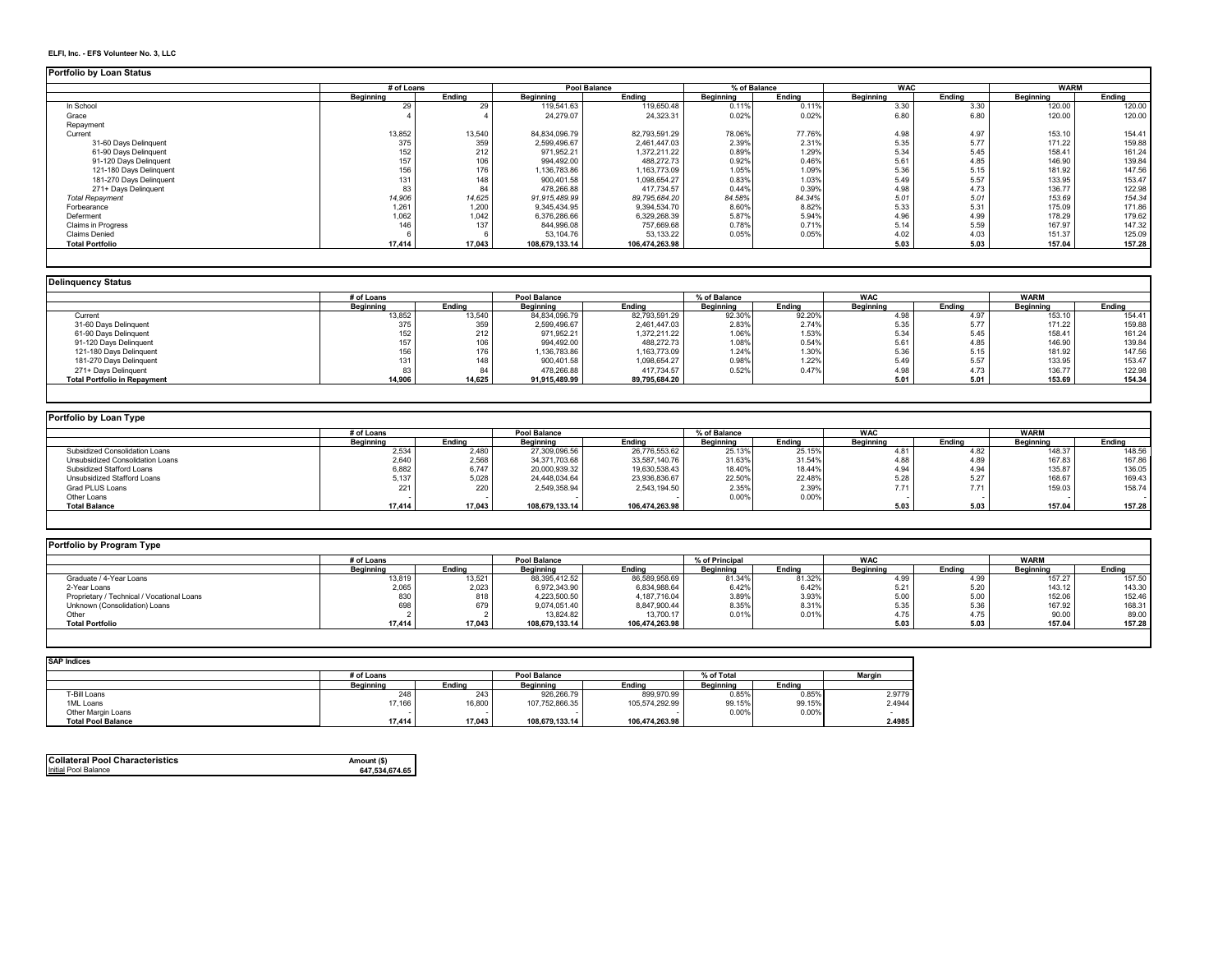**ELFI, Inc. - EFS Volunteer No. 3, LLC**

**Portfolio by Loan Status**

| | # of Loans | | Pool Balance | | % of Balance | | WAC | | WARM | |
|---|---|---|---|---|---|---|---|---|---|---|
| | Beginning | Ending | Beginning | Ending | Beginning | Ending | Beginning | Ending | Beginning | Ending |
| In School | 29 | 29 | 119,541.63 | 119,650.48 | 0.11% | 0.11% | 3.30 | 3.30 | 120.00 | 120.00 |
| Grace | 4 | 4 | 24,279.07 | 24,323.31 | 0.02% | 0.02% | 6.80 | 6.80 | 120.00 | 120.00 |
| Repayment | | | | | | | | | | |
| Current | 13,852 | 13,540 | 84,834,096.79 | 82,793,591.29 | 78.06% | 77.76% | 4.98 | 4.97 | 153.10 | 154.41 |
| 31-60 Days Delinquent | 375 | 359 | 2,599,496.67 | 2,461,447.03 | 2.39% | 2.31% | 5.35 | 5.77 | 171.22 | 159.88 |
| 61-90 Days Delinquent | 152 | 212 | 971,952.21 | 1,372,211.22 | 0.89% | 1.29% | 5.34 | 5.45 | 158.41 | 161.24 |
| 91-120 Days Delinquent | 157 | 106 | 994,492.00 | 488,272.73 | 0.92% | 0.46% | 5.61 | 4.85 | 146.90 | 139.84 |
| 121-180 Days Delinquent | 156 | 176 | 1,136,783.86 | 1,163,773.09 | 1.05% | 1.09% | 5.36 | 5.15 | 181.92 | 147.56 |
| 181-270 Days Delinquent | 131 | 148 | 900,401.58 | 1,098,654.27 | 0.83% | 1.03% | 5.49 | 5.57 | 133.95 | 153.47 |
| 271+ Days Delinquent | 83 | 84 | 478,266.88 | 417,734.57 | 0.44% | 0.39% | 4.98 | 4.73 | 136.77 | 122.98 |
| *Total Repayment* | *14,906* | *14,625* | *91,915,489.99* | *89,795,684.20* | *84.58%* | *84.34%* | *5.01* | *5.01* | *153.69* | *154.34* |
| Forbearance | 1,261 | 1,200 | 9,345,434.95 | 9,394,534.70 | 8.60% | 8.82% | 5.33 | 5.31 | 175.09 | 171.86 |
| Deferment | 1,062 | 1,042 | 6,376,286.66 | 6,329,268.39 | 5.87% | 5.94% | 4.96 | 4.99 | 178.29 | 179.62 |
| Claims in Progress | 146 | 137 | 844,996.08 | 757,669.68 | 0.78% | 0.71% | 5.14 | 5.59 | 167.97 | 147.32 |
| Claims Denied | 6 | 6 | 53,104.76 | 53,133.22 | 0.05% | 0.05% | 4.02 | 4.03 | 151.37 | 125.09 |
| **Total Portfolio** | **17,414** | **17,043** | **108,679,133.14** | **106,474,263.98** | | | **5.03** | **5.03** | **157.04** | **157.28** |

**Delinquency Status**

| | # of Loans | | Pool Balance | | % of Balance | | WAC | | WARM | |
|---|---|---|---|---|---|---|---|---|---|---|
| | Beginning | Ending | Beginning | Ending | Beginning | Ending | Beginning | Ending | Beginning | Ending |
| Current | 13,852 | 13,540 | 84,834,096.79 | 82,793,591.29 | 92.30% | 92.20% | 4.98 | 4.97 | 153.10 | 154.41 |
| 31-60 Days Delinquent | 375 | 359 | 2,599,496.67 | 2,461,447.03 | 2.83% | 2.74% | 5.35 | 5.77 | 171.22 | 159.88 |
| 61-90 Days Delinquent | 152 | 212 | 971,952.21 | 1,372,211.22 | 1.06% | 1.53% | 5.34 | 5.45 | 158.41 | 161.24 |
| 91-120 Days Delinquent | 157 | 106 | 994,492.00 | 488,272.73 | 1.08% | 0.54% | 5.61 | 4.85 | 146.90 | 139.84 |
| 121-180 Days Delinquent | 156 | 176 | 1,136,783.86 | 1,163,773.09 | 1.24% | 1.30% | 5.36 | 5.15 | 181.92 | 147.56 |
| 181-270 Days Delinquent | 131 | 148 | 900,401.58 | 1,098,654.27 | 0.98% | 1.22% | 5.49 | 5.57 | 133.95 | 153.47 |
| 271+ Days Delinquent | 83 | 84 | 478,266.88 | 417,734.57 | 0.52% | 0.47% | 4.98 | 4.73 | 136.77 | 122.98 |
| **Total Portfolio in Repayment** | **14,906** | **14,625** | **91,915,489.99** | **89,795,684.20** | | | **5.01** | **5.01** | **153.69** | **154.34** |

**Portfolio by Loan Type**

| | # of Loans | | Pool Balance | | % of Balance | | WAC | | WARM | |
|---|---|---|---|---|---|---|---|---|---|---|
| | Beginning | Ending | Beginning | Ending | Beginning | Ending | Beginning | Ending | Beginning | Ending |
| Subsidized Consolidation Loans | 2,534 | 2,480 | 27,309,096.56 | 26,776,553.62 | 25.13% | 25.15% | 4.81 | 4.82 | 148.37 | 148.56 |
| Unsubsidized Consolidation Loans | 2,640 | 2,568 | 34,371,703.68 | 33,587,140.76 | 31.63% | 31.54% | 4.88 | 4.89 | 167.83 | 167.86 |
| Subsidized Stafford Loans | 6,882 | 6,747 | 20,000,939.32 | 19,630,538.43 | 18.40% | 18.44% | 4.94 | 4.94 | 135.87 | 136.05 |
| Unsubsidized Stafford Loans | 5,137 | 5,028 | 24,448,034.64 | 23,936,836.67 | 22.50% | 22.48% | 5.28 | 5.27 | 168.67 | 169.43 |
| Grad PLUS Loans | 221 | 220 | 2,549,358.94 | 2,543,194.50 | 2.35% | 2.39% | 7.71 | 7.71 | 159.03 | 158.74 |
| Other Loans | - | - | - | - | 0.00% | 0.00% | - | - | - | - |
| **Total Balance** | **17,414** | **17,043** | **108,679,133.14** | **106,474,263.98** | | | **5.03** | **5.03** | **157.04** | **157.28** |

**Portfolio by Program Type**

| | # of Loans | | Pool Balance | | % of Principal | | WAC | | WARM | |
|---|---|---|---|---|---|---|---|---|---|---|
| | Beginning | Ending | Beginning | Ending | Beginning | Ending | Beginning | Ending | Beginning | Ending |
| Graduate / 4-Year Loans | 13,819 | 13,521 | 88,395,412.52 | 86,589,958.69 | 81.34% | 81.32% | 4.99 | 4.99 | 157.27 | 157.50 |
| 2-Year Loans | 2,065 | 2,023 | 6,972,343.90 | 6,834,988.64 | 6.42% | 6.42% | 5.21 | 5.20 | 143.12 | 143.30 |
| Proprietary / Technical / Vocational Loans | 830 | 818 | 4,223,500.50 | 4,187,716.04 | 3.89% | 3.93% | 5.00 | 5.00 | 152.06 | 152.46 |
| Unknown (Consolidation) Loans | 698 | 679 | 9,074,051.40 | 8,847,900.44 | 8.35% | 8.31% | 5.35 | 5.36 | 167.92 | 168.31 |
| Other | 2 | 2 | 13,824.82 | 13,700.17 | 0.01% | 0.01% | 4.75 | 4.75 | 90.00 | 89.00 |
| **Total Portfolio** | **17,414** | **17,043** | **108,679,133.14** | **106,474,263.98** | | | **5.03** | **5.03** | **157.04** | **157.28** |

**SAP Indices**

| | # of Loans | | Pool Balance | | % of Total | | Margin |
|---|---|---|---|---|---|---|---|
| | Beginning | Ending | Beginning | Ending | Beginning | Ending | |
| T-Bill Loans | 248 | 243 | 926,266.79 | 899,970.99 | 0.85% | 0.85% | 2.9779 |
| 1ML Loans | 17,166 | 16,800 | 107,752,866.35 | 105,574,292.99 | 99.15% | 99.15% | 2.4944 |
| Other Margin Loans | - | - | - | - | 0.00% | 0.00% | - |
| **Total Pool Balance** | **17,414** | **17,043** | **108,679,133.14** | **106,474,263.98** | | | **2.4985** |

| **Collateral Pool Characteristics** | **Amount ($)** |
|---|---|
| Initial Pool Balance | **647,534,674.65** |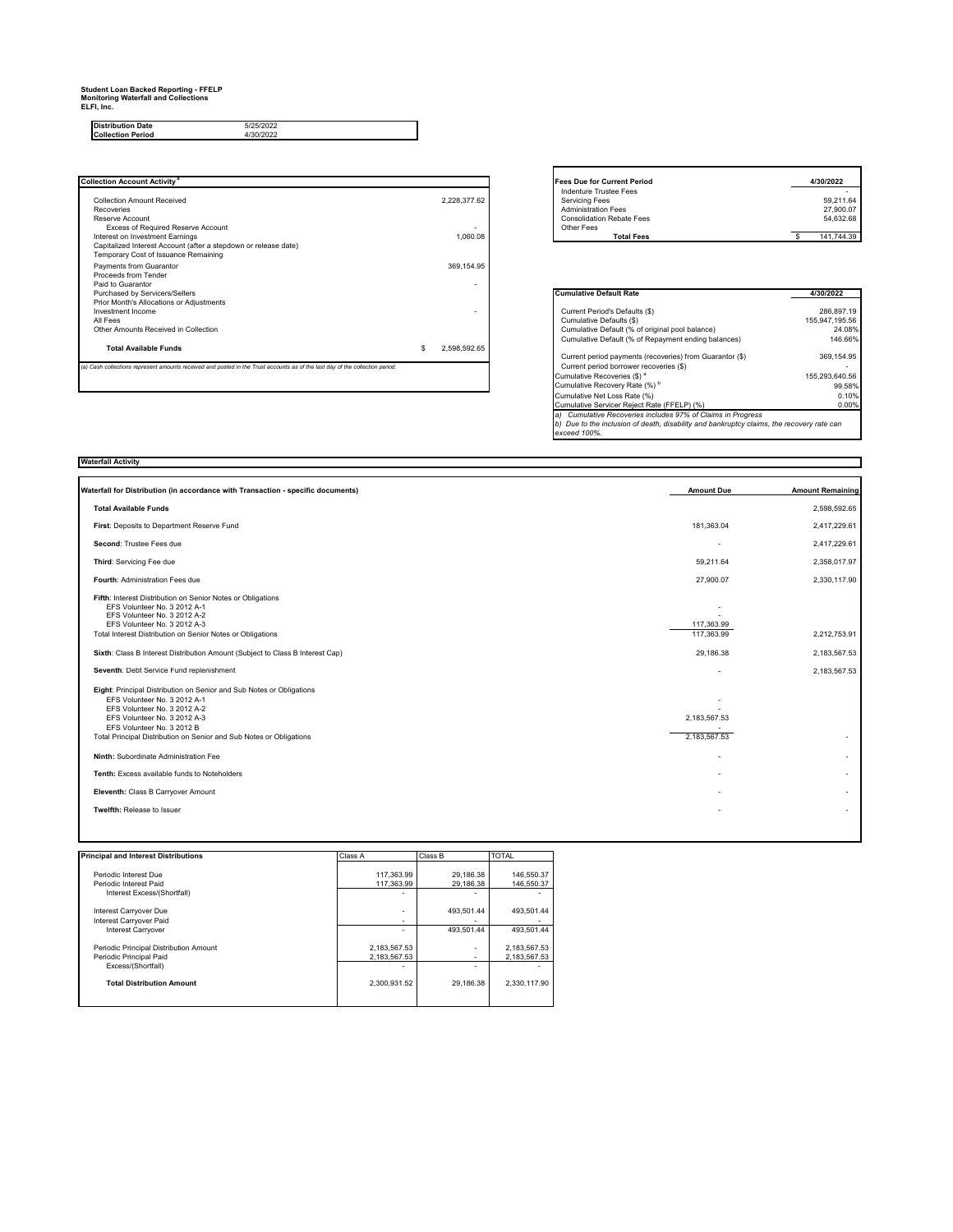**Student Loan Backed Reporting - FFELP**
**Monitoring Waterfall and Collections**
**ELFI, Inc.**

| | |
|---|---|
| **Distribution Date** | 5/25/2022 |
| **Collection Period** | 4/30/2022 |

| **Collection Account Activity** [a] | |
|---|---|
| Collection Amount Received | 2,228,377.62 |
| Recoveries | |
| Reserve Account | |
| Excess of Required Reserve Account | - |
| Interest on Investment Earnings | 1,060.08 |
| Capitalized Interest Account (after a stepdown or release date) | |
| Temporary Cost of Issuance Remaining | |
| Payments from Guarantor | 369,154.95 |
| Proceeds from Tender | |
| Paid to Guarantor | - |
| Purchased by Servicers/Sellers | |
| Prior Month's Allocations or Adjustments | |
| Investment Income | - |
| All Fees | |
| Other Amounts Received in Collection | |
| **Total Available Funds** | $ 2,598,592.65 |

*(a) Cash collections represent amounts received and posted in the Trust accounts as of the last day of the collection period.*

| **Fees Due for Current Period** | **4/30/2022** |
|---|---|
| Indenture Trustee Fees | - |
| Servicing Fees | 59,211.64 |
| Administration Fees | 27,900.07 |
| Consolidation Rebate Fees | 54,632.68 |
| Other Fees | |
| **Total Fees** | $ 141,744.39 |

| **Cumulative Default Rate** | **4/30/2022** |
|---|---|
| Current Period's Defaults ($) | 286,897.19 |
| Cumulative Defaults ($) | 155,947,195.56 |
| Cumulative Default (% of original pool balance) | 24.08% |
| Cumulative Default (% of Repayment ending balances) | 146.66% |
| Current period payments (recoveries) from Guarantor ($) | 369,154.95 |
| Current period borrower recoveries ($) | - |
| Cumulative Recoveries ($) [a] | 155,293,640.56 |
| Cumulative Recovery Rate (%) [b] | 99.58% |
| Cumulative Net Loss Rate (%) | 0.10% |
| Cumulative Servicer Reject Rate (FFELP) (%) | 0.00% |

*a) Cumulative Recoveries includes 97% of Claims in Progress*
*b) Due to the inclusion of death, disability and bankruptcy claims, the recovery rate can exceed 100%.*

**Waterfall Activity**

| **Waterfall for Distribution (in accordance with Transaction - specific documents)** | **Amount Due** | **Amount Remaining** |
|---|---|---|
| **Total Available Funds** | | 2,598,592.65 |
| **First**: Deposits to Department Reserve Fund | 181,363.04 | 2,417,229.61 |
| **Second**: Trustee Fees due | - | 2,417,229.61 |
| **Third**: Servicing Fee due | 59,211.64 | 2,358,017.97 |
| **Fourth**: Administration Fees due | 27,900.07 | 2,330,117.90 |
| **Fifth**: Interest Distribution on Senior Notes or Obligations | | |
| EFS Volunteer No. 3 2012 A-1 | - | |
| EFS Volunteer No. 3 2012 A-2 | - | |
| EFS Volunteer No. 3 2012 A-3 | 117,363.99 | |
| Total Interest Distribution on Senior Notes or Obligations | 117,363.99 | 2,212,753.91 |
| **Sixth**: Class B Interest Distribution Amount (Subject to Class B Interest Cap) | 29,186.38 | 2,183,567.53 |
| **Seventh**: Debt Service Fund replenishment | - | 2,183,567.53 |
| **Eight**: Principal Distribution on Senior and Sub Notes or Obligations | | |
| EFS Volunteer No. 3 2012 A-1 | - | |
| EFS Volunteer No. 3 2012 A-2 | - | |
| EFS Volunteer No. 3 2012 A-3 | 2,183,567.53 | |
| EFS Volunteer No. 3 2012 B | - | |
| Total Principal Distribution on Senior and Sub Notes or Obligations | 2,183,567.53 | - |
| **Ninth:** Subordinate Administration Fee | - | - |
| **Tenth:** Excess available funds to Noteholders | - | - |
| **Eleventh:** Class B Carryover Amount | - | - |
| **Twelfth:** Release to Issuer | - | - |

| **Principal and Interest Distributions** | Class A | Class B | TOTAL |
|---|---|---|---|
| Periodic Interest Due | 117,363.99 | 29,186.38 | 146,550.37 |
| Periodic Interest Paid | 117,363.99 | 29,186.38 | 146,550.37 |
| Interest Excess/(Shortfall) | - | - | - |
| Interest Carryover Due | - | 493,501.44 | 493,501.44 |
| Interest Carryover Paid | - | - | - |
| Interest Carryover | - | 493,501.44 | 493,501.44 |
| Periodic Principal Distribution Amount | 2,183,567.53 | - | 2,183,567.53 |
| Periodic Principal Paid | 2,183,567.53 | - | 2,183,567.53 |
| Excess/(Shortfall) | - | - | - |
| **Total Distribution Amount** | 2,300,931.52 | 29,186.38 | 2,330,117.90 |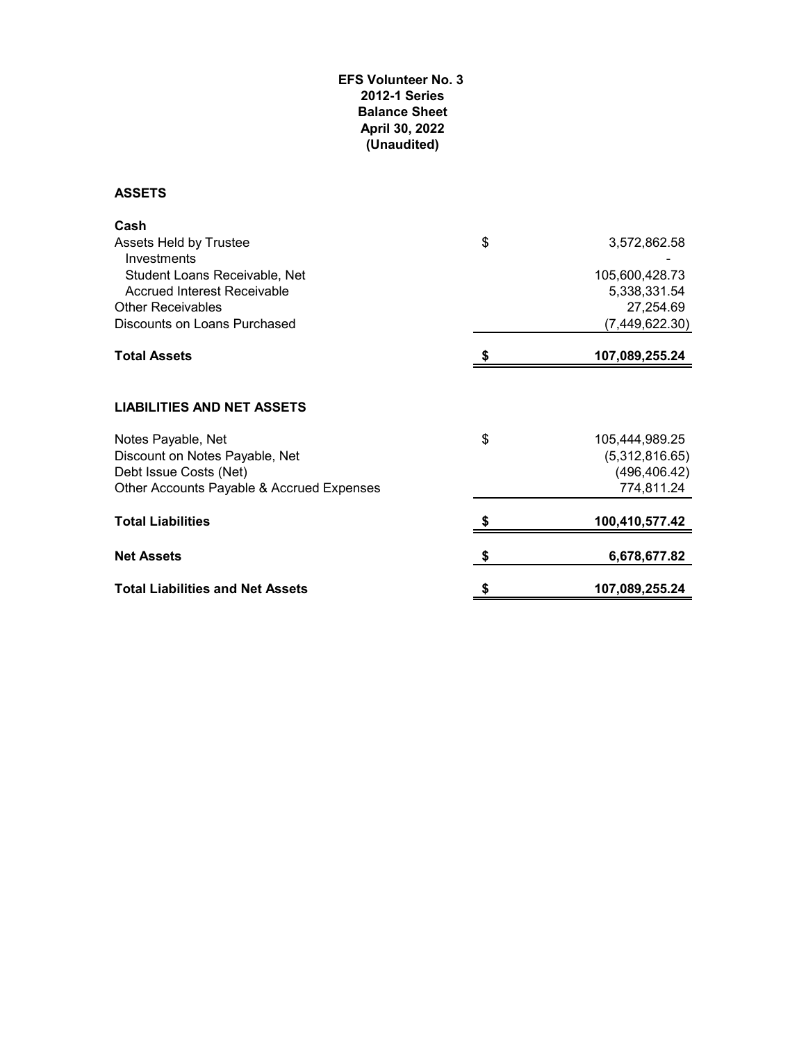# EFS Volunteer No. 3
## 2012-1 Series
## Balance Sheet
## April 30, 2022
## (Unaudited)

**ASSETS**

| | | |
|---|---|---|
| **Cash** | | |
| Assets Held by Trustee | $ | 3,572,862.58 |
| Investments | | - |
| Student Loans Receivable, Net | | 105,600,428.73 |
| Accrued Interest Receivable | | 5,338,331.54 |
| Other Receivables | | 27,254.69 |
| Discounts on Loans Purchased | | (7,449,622.30) |
| **Total Assets** | **$** | **107,089,255.24** |

**LIABILITIES AND NET ASSETS**

| | | |
|---|---|---|
| Notes Payable, Net | $ | 105,444,989.25 |
| Discount on Notes Payable, Net | | (5,312,816.65) |
| Debt Issue Costs (Net) | | (496,406.42) |
| Other Accounts Payable & Accrued Expenses | | 774,811.24 |
| **Total Liabilities** | **$** | **100,410,577.42** |
| **Net Assets** | **$** | **6,678,677.82** |
| **Total Liabilities and Net Assets** | **$** | **107,089,255.24** |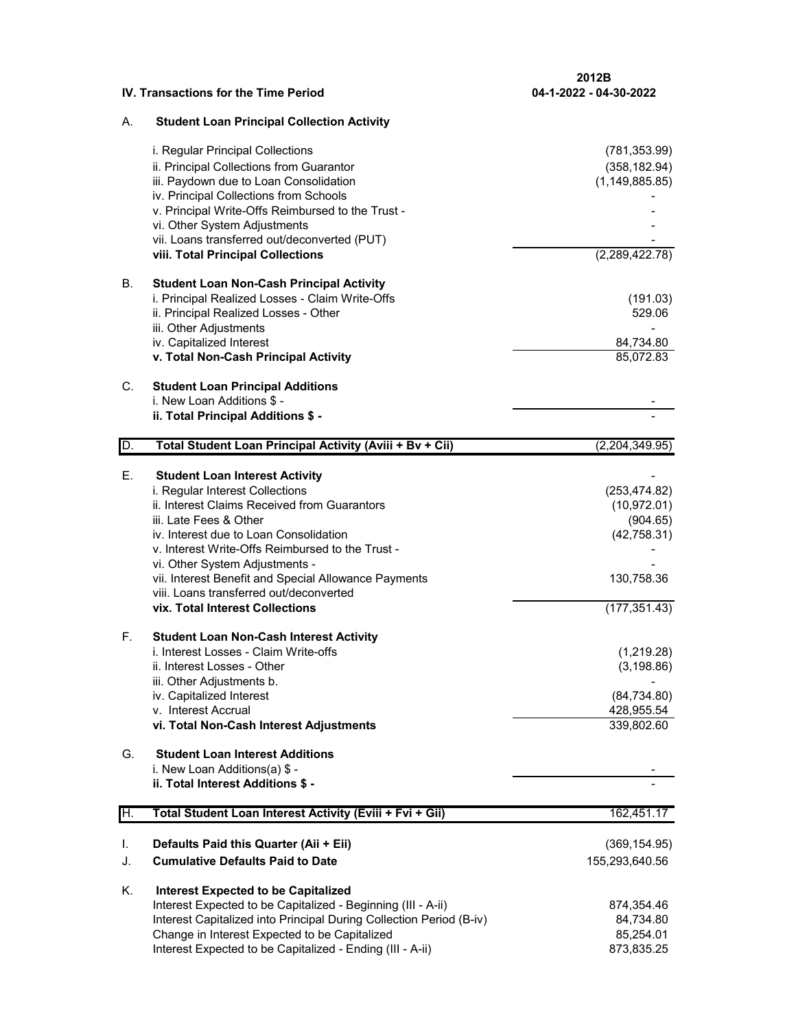| IV. Transactions for the Time Period | | 2012B 04-1-2022 - 04-30-2022 |
|---|---|---|
| A. | **Student Loan Principal Collection Activity** | |
| | i. Regular Principal Collections | (781,353.99) |
| | ii. Principal Collections from Guarantor | (358,182.94) |
| | iii. Paydown due to Loan Consolidation | (1,149,885.85) |
| | iv. Principal Collections from Schools | - |
| | v. Principal Write-Offs Reimbursed to the Trust - | - |
| | vi. Other System Adjustments | - |
| | vii. Loans transferred out/deconverted (PUT) | - |
| | **viii. Total Principal Collections** | (2,289,422.78) |
| B. | **Student Loan Non-Cash Principal Activity** | |
| | i. Principal Realized Losses - Claim Write-Offs | (191.03) |
| | ii. Principal Realized Losses - Other | 529.06 |
| | iii. Other Adjustments | - |
| | iv. Capitalized Interest | 84,734.80 |
| | **v. Total Non-Cash Principal Activity** | 85,072.83 |
| C. | **Student Loan Principal Additions** | |
| | i. New Loan Additions $ - | - |
| | **ii. Total Principal Additions $ -** | - |
| D. | **Total Student Loan Principal Activity (Aviii + Bv + Cii)** | (2,204,349.95) |
| E. | **Student Loan Interest Activity** | - |
| | i. Regular Interest Collections | (253,474.82) |
| | ii. Interest Claims Received from Guarantors | (10,972.01) |
| | iii. Late Fees & Other | (904.65) |
| | iv. Interest due to Loan Consolidation | (42,758.31) |
| | v. Interest Write-Offs Reimbursed to the Trust - | - |
| | vi. Other System Adjustments - | - |
| | vii. Interest Benefit and Special Allowance Payments | 130,758.36 |
| | viii. Loans transferred out/deconverted | |
| | **vix. Total Interest Collections** | (177,351.43) |
| F. | **Student Loan Non-Cash Interest Activity** | |
| | i. Interest Losses - Claim Write-offs | (1,219.28) |
| | ii. Interest Losses - Other | (3,198.86) |
| | iii. Other Adjustments b. | - |
| | iv. Capitalized Interest | (84,734.80) |
| | v. Interest Accrual | 428,955.54 |
| | **vi. Total Non-Cash Interest Adjustments** | 339,802.60 |
| G. | **Student Loan Interest Additions** | |
| | i. New Loan Additions(a) $ - | - |
| | **ii. Total Interest Additions $ -** | - |
| H. | **Total Student Loan Interest Activity (Eviii + Fvi + Gii)** | 162,451.17 |
| I. | **Defaults Paid this Quarter (Aii + Eii)** | (369,154.95) |
| J. | **Cumulative Defaults Paid to Date** | 155,293,640.56 |
| K. | **Interest Expected to be Capitalized** | |
| | Interest Expected to be Capitalized - Beginning (III - A-ii) | 874,354.46 |
| | Interest Capitalized into Principal During Collection Period (B-iv) | 84,734.80 |
| | Change in Interest Expected to be Capitalized | 85,254.01 |
| | Interest Expected to be Capitalized - Ending (III - A-ii) | 873,835.25 |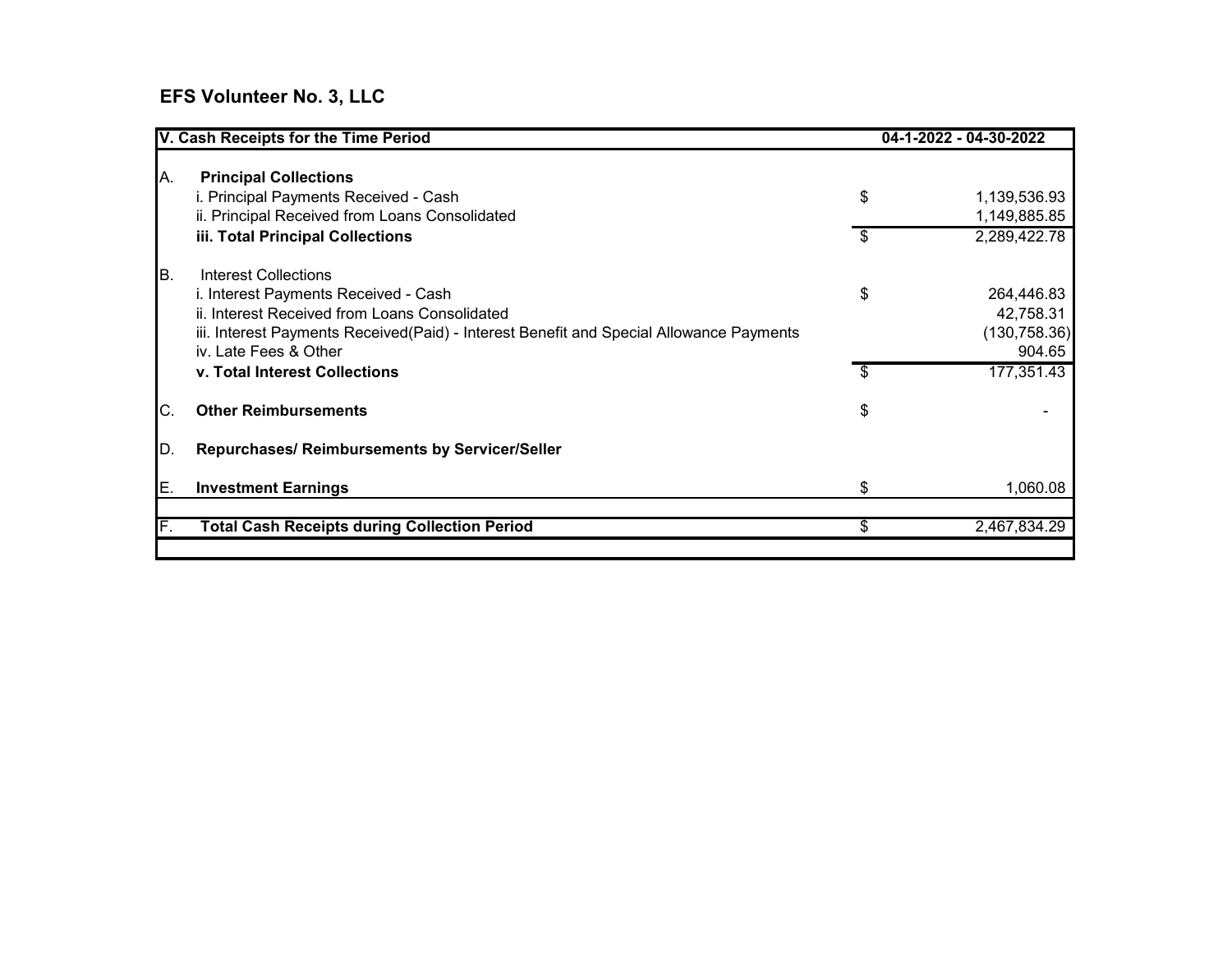## EFS Volunteer No. 3, LLC

| V. Cash Receipts for the Time Period | | | 04-1-2022 - 04-30-2022 |
|---|---|---|---|
| A. | **Principal Collections** | | |
| | i. Principal Payments Received - Cash | $ | 1,139,536.93 |
| | ii. Principal Received from Loans Consolidated | | 1,149,885.85 |
| | **iii. Total Principal Collections** | $ | 2,289,422.78 |
| B. | Interest Collections | | |
| | i. Interest Payments Received - Cash | $ | 264,446.83 |
| | ii. Interest Received from Loans Consolidated | | 42,758.31 |
| | iii. Interest Payments Received(Paid) - Interest Benefit and Special Allowance Payments | | (130,758.36) |
| | iv. Late Fees & Other | | 904.65 |
| | **v. Total Interest Collections** | $ | 177,351.43 |
| C. | **Other Reimbursements** | $ | - |
| D. | **Repurchases/ Reimbursements by Servicer/Seller** | | |
| E. | **Investment Earnings** | $ | 1,060.08 |
| F. | **Total Cash Receipts during Collection Period** | $ | 2,467,834.29 |